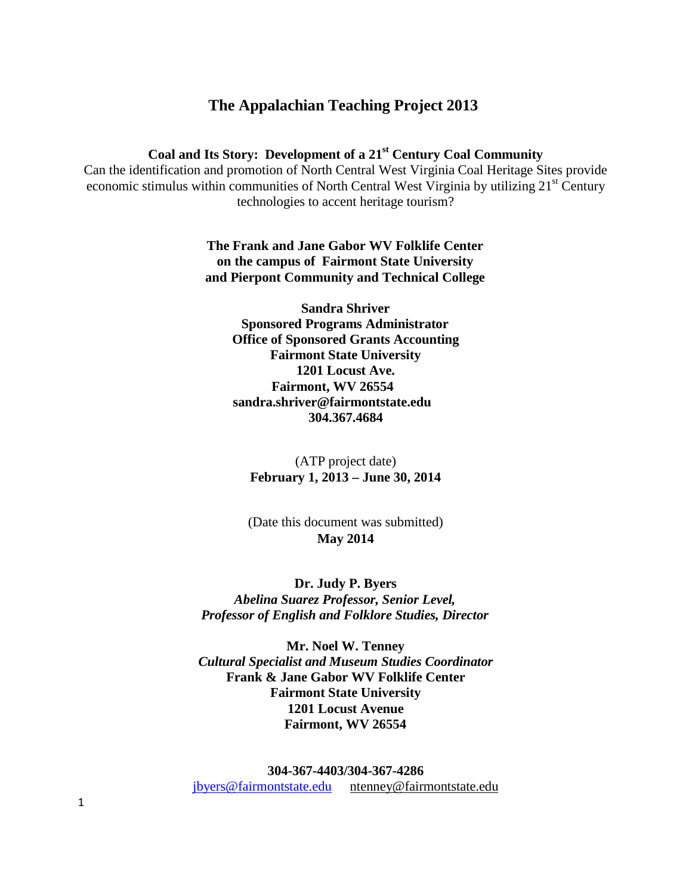# The Appalachian Teaching Project 2013

## Coal and Its Story: Development of a 21st Century Coal Community

Can the identification and promotion of North Central West Virginia Coal Heritage Sites provide economic stimulus within communities of North Central West Virginia by utilizing 21st Century technologies to accent heritage tourism?

**The Frank and Jane Gabor WV Folklife Center**
**on the campus of Fairmont State University**
**and Pierpont Community and Technical College**

**Sandra Shriver**
**Sponsored Programs Administrator**
**Office of Sponsored Grants Accounting**
**Fairmont State University**
**1201 Locust Ave.**
**Fairmont, WV 26554**
**sandra.shriver@fairmontstate.edu**
**304.367.4684**

(ATP project date)
**February 1, 2013 – June 30, 2014**

(Date this document was submitted)
**May 2014**

**Dr. Judy P. Byers**
***Abelina Suarez Professor, Senior Level,***
***Professor of English and Folklore Studies, Director***

**Mr. Noel W. Tenney**
***Cultural Specialist and Museum Studies Coordinator***
**Frank & Jane Gabor WV Folklife Center**
**Fairmont State University**
**1201 Locust Avenue**
**Fairmont, WV 26554**

**304-367-4403/304-367-4286**
jbyers@fairmontstate.edu ntenney@fairmontstate.edu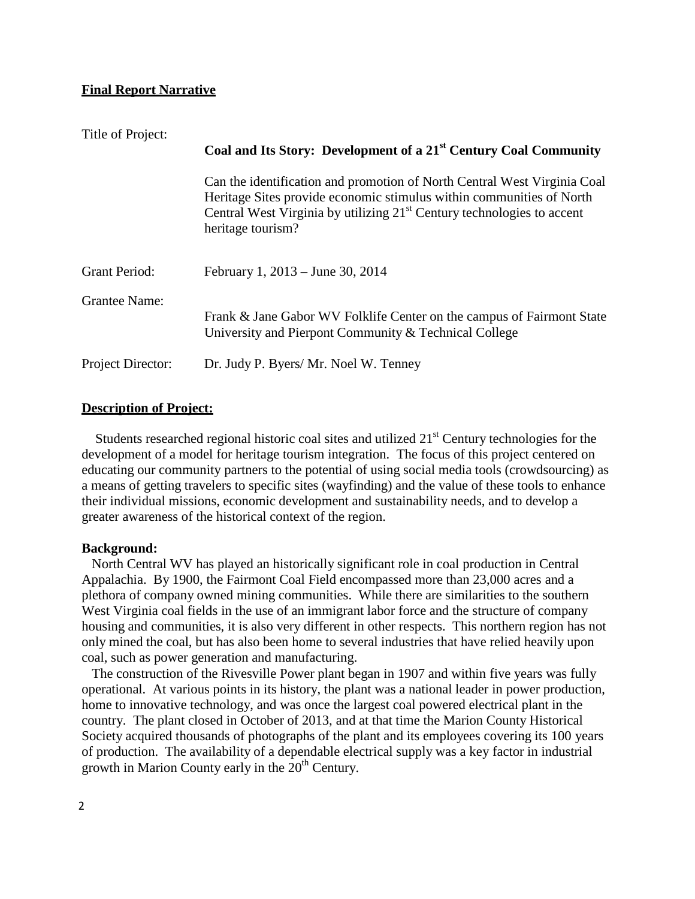**Final Report Narrative**

| | |
|---|---|
| Title of Project: | **Coal and Its Story: Development of a 21st Century Coal Community** <br><br> Can the identification and promotion of North Central West Virginia Coal Heritage Sites provide economic stimulus within communities of North Central West Virginia by utilizing 21st Century technologies to accent heritage tourism? |
| Grant Period: | February 1, 2013 – June 30, 2014 |
| Grantee Name: | Frank & Jane Gabor WV Folklife Center on the campus of Fairmont State University and Pierpont Community & Technical College |
| Project Director: | Dr. Judy P. Byers/ Mr. Noel W. Tenney |

**Description of Project:**

Students researched regional historic coal sites and utilized 21st Century technologies for the development of a model for heritage tourism integration. The focus of this project centered on educating our community partners to the potential of using social media tools (crowdsourcing) as a means of getting travelers to specific sites (wayfinding) and the value of these tools to enhance their individual missions, economic development and sustainability needs, and to develop a greater awareness of the historical context of the region.

**Background:**

North Central WV has played an historically significant role in coal production in Central Appalachia. By 1900, the Fairmont Coal Field encompassed more than 23,000 acres and a plethora of company owned mining communities. While there are similarities to the southern West Virginia coal fields in the use of an immigrant labor force and the structure of company housing and communities, it is also very different in other respects. This northern region has not only mined the coal, but has also been home to several industries that have relied heavily upon coal, such as power generation and manufacturing.

The construction of the Rivesville Power plant began in 1907 and within five years was fully operational. At various points in its history, the plant was a national leader in power production, home to innovative technology, and was once the largest coal powered electrical plant in the country. The plant closed in October of 2013, and at that time the Marion County Historical Society acquired thousands of photographs of the plant and its employees covering its 100 years of production. The availability of a dependable electrical supply was a key factor in industrial growth in Marion County early in the 20th Century.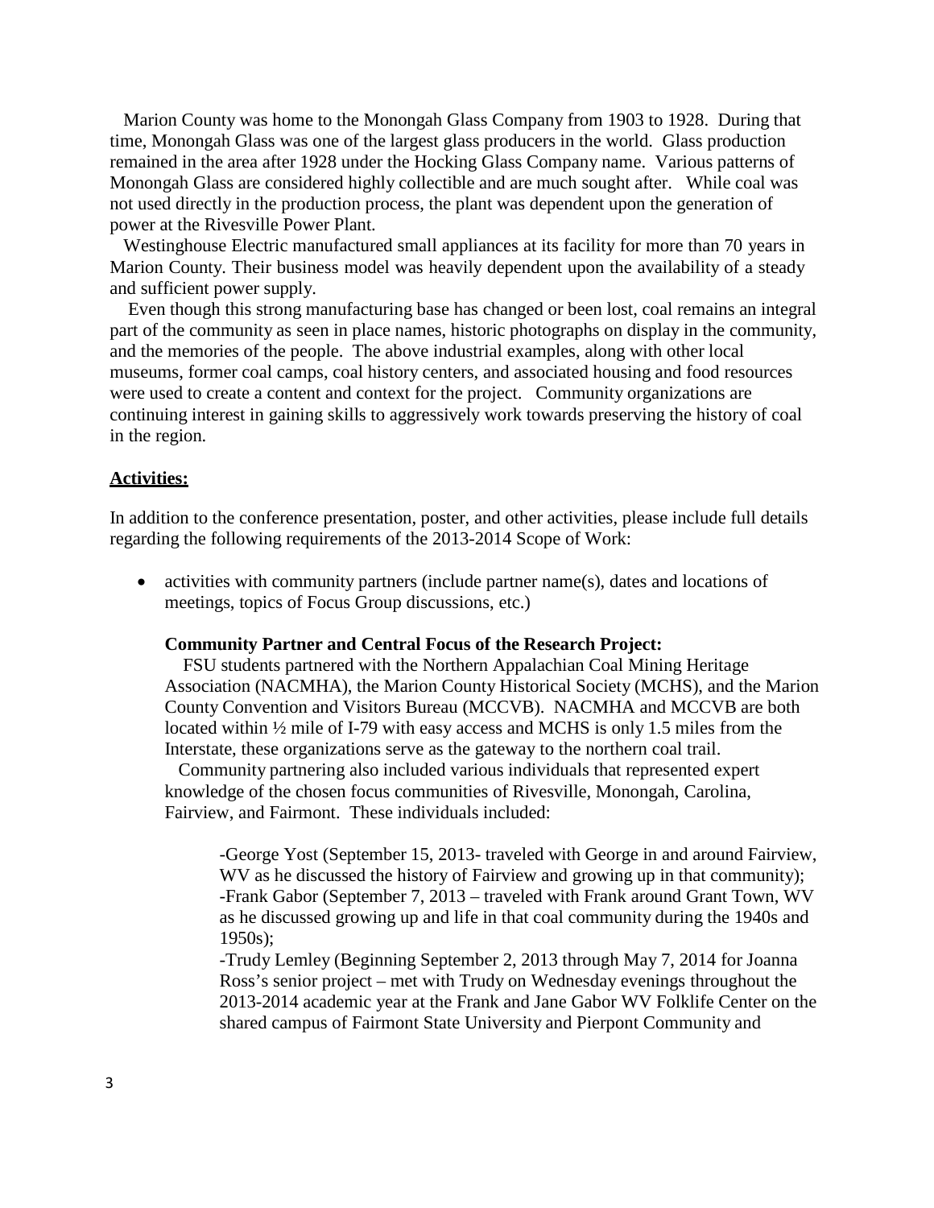Marion County was home to the Monongah Glass Company from 1903 to 1928. During that time, Monongah Glass was one of the largest glass producers in the world. Glass production remained in the area after 1928 under the Hocking Glass Company name. Various patterns of Monongah Glass are considered highly collectible and are much sought after. While coal was not used directly in the production process, the plant was dependent upon the generation of power at the Rivesville Power Plant.

Westinghouse Electric manufactured small appliances at its facility for more than 70 years in Marion County. Their business model was heavily dependent upon the availability of a steady and sufficient power supply.

Even though this strong manufacturing base has changed or been lost, coal remains an integral part of the community as seen in place names, historic photographs on display in the community, and the memories of the people. The above industrial examples, along with other local museums, former coal camps, coal history centers, and associated housing and food resources were used to create a content and context for the project. Community organizations are continuing interest in gaining skills to aggressively work towards preserving the history of coal in the region.

**<u>Activities:</u>**

In addition to the conference presentation, poster, and other activities, please include full details regarding the following requirements of the 2013-2014 Scope of Work:

- activities with community partners (include partner name(s), dates and locations of meetings, topics of Focus Group discussions, etc.)

**Community Partner and Central Focus of the Research Project:**

FSU students partnered with the Northern Appalachian Coal Mining Heritage Association (NACMHA), the Marion County Historical Society (MCHS), and the Marion County Convention and Visitors Bureau (MCCVB). NACMHA and MCCVB are both located within ½ mile of I-79 with easy access and MCHS is only 1.5 miles from the Interstate, these organizations serve as the gateway to the northern coal trail.

Community partnering also included various individuals that represented expert knowledge of the chosen focus communities of Rivesville, Monongah, Carolina, Fairview, and Fairmont. These individuals included:

-George Yost (September 15, 2013- traveled with George in and around Fairview, WV as he discussed the history of Fairview and growing up in that community);
-Frank Gabor (September 7, 2013 – traveled with Frank around Grant Town, WV as he discussed growing up and life in that coal community during the 1940s and 1950s);
-Trudy Lemley (Beginning September 2, 2013 through May 7, 2014 for Joanna Ross's senior project – met with Trudy on Wednesday evenings throughout the 2013-2014 academic year at the Frank and Jane Gabor WV Folklife Center on the shared campus of Fairmont State University and Pierpont Community and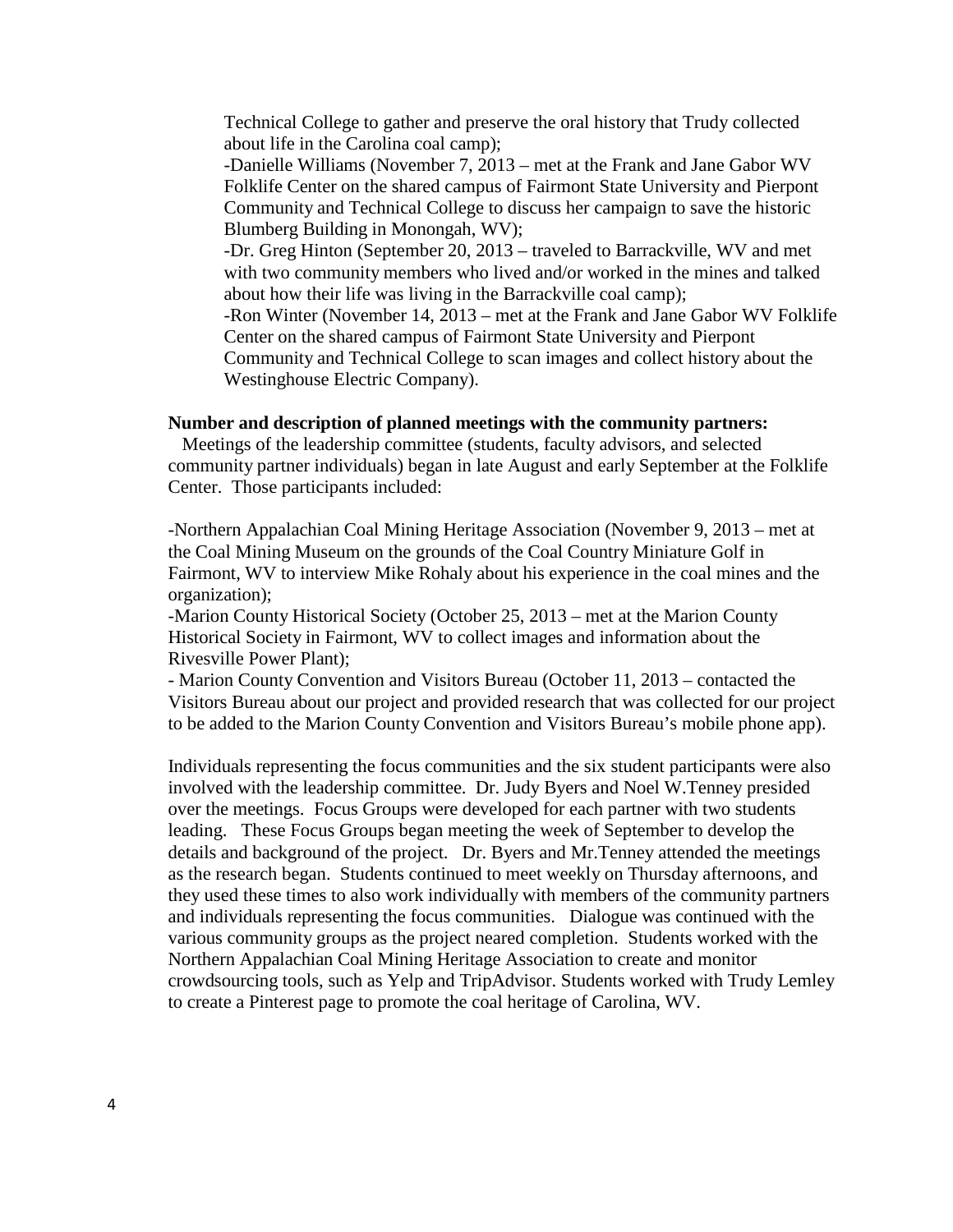Technical College to gather and preserve the oral history that Trudy collected about life in the Carolina coal camp);

-Danielle Williams (November 7, 2013 – met at the Frank and Jane Gabor WV Folklife Center on the shared campus of Fairmont State University and Pierpont Community and Technical College to discuss her campaign to save the historic Blumberg Building in Monongah, WV);

-Dr. Greg Hinton (September 20, 2013 – traveled to Barrackville, WV and met with two community members who lived and/or worked in the mines and talked about how their life was living in the Barrackville coal camp);

-Ron Winter (November 14, 2013 – met at the Frank and Jane Gabor WV Folklife Center on the shared campus of Fairmont State University and Pierpont Community and Technical College to scan images and collect history about the Westinghouse Electric Company).

**Number and description of planned meetings with the community partners:**

Meetings of the leadership committee (students, faculty advisors, and selected community partner individuals) began in late August and early September at the Folklife Center. Those participants included:

-Northern Appalachian Coal Mining Heritage Association (November 9, 2013 – met at the Coal Mining Museum on the grounds of the Coal Country Miniature Golf in Fairmont, WV to interview Mike Rohaly about his experience in the coal mines and the organization);

-Marion County Historical Society (October 25, 2013 – met at the Marion County Historical Society in Fairmont, WV to collect images and information about the Rivesville Power Plant);

- Marion County Convention and Visitors Bureau (October 11, 2013 – contacted the Visitors Bureau about our project and provided research that was collected for our project to be added to the Marion County Convention and Visitors Bureau's mobile phone app).

Individuals representing the focus communities and the six student participants were also involved with the leadership committee. Dr. Judy Byers and Noel W.Tenney presided over the meetings. Focus Groups were developed for each partner with two students leading. These Focus Groups began meeting the week of September to develop the details and background of the project. Dr. Byers and Mr.Tenney attended the meetings as the research began. Students continued to meet weekly on Thursday afternoons, and they used these times to also work individually with members of the community partners and individuals representing the focus communities. Dialogue was continued with the various community groups as the project neared completion. Students worked with the Northern Appalachian Coal Mining Heritage Association to create and monitor crowdsourcing tools, such as Yelp and TripAdvisor. Students worked with Trudy Lemley to create a Pinterest page to promote the coal heritage of Carolina, WV.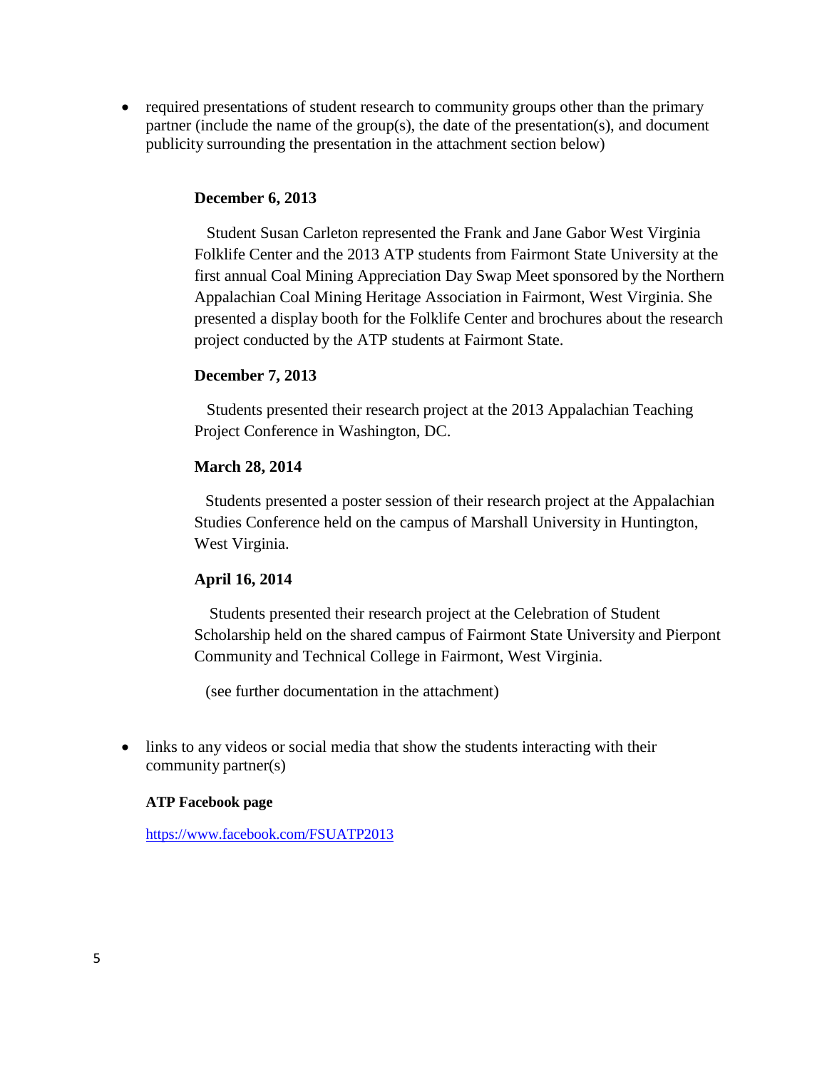- required presentations of student research to community groups other than the primary partner (include the name of the group(s), the date of the presentation(s), and document publicity surrounding the presentation in the attachment section below)

  **December 6, 2013**

  Student Susan Carleton represented the Frank and Jane Gabor West Virginia Folklife Center and the 2013 ATP students from Fairmont State University at the first annual Coal Mining Appreciation Day Swap Meet sponsored by the Northern Appalachian Coal Mining Heritage Association in Fairmont, West Virginia. She presented a display booth for the Folklife Center and brochures about the research project conducted by the ATP students at Fairmont State.

  **December 7, 2013**

  Students presented their research project at the 2013 Appalachian Teaching Project Conference in Washington, DC.

  **March 28, 2014**

  Students presented a poster session of their research project at the Appalachian Studies Conference held on the campus of Marshall University in Huntington, West Virginia.

  **April 16, 2014**

  Students presented their research project at the Celebration of Student Scholarship held on the shared campus of Fairmont State University and Pierpont Community and Technical College in Fairmont, West Virginia.

  (see further documentation in the attachment)

- links to any videos or social media that show the students interacting with their community partner(s)

  **ATP Facebook page**

  https://www.facebook.com/FSUATP2013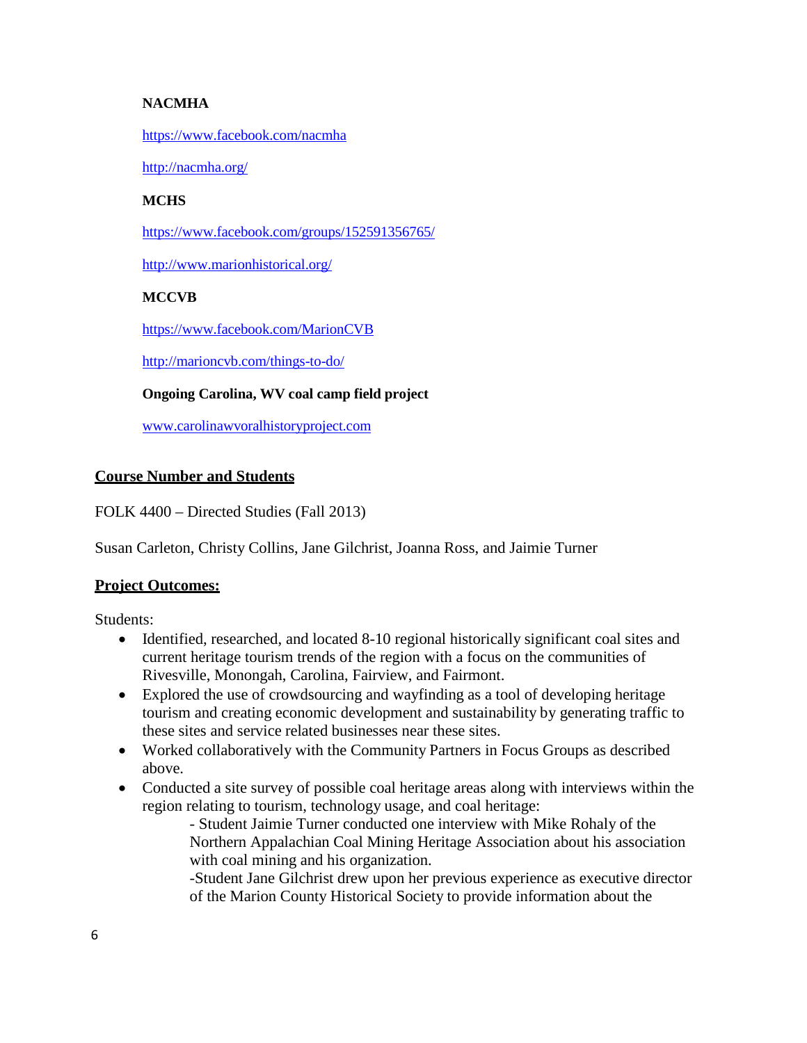**NACMHA**

https://www.facebook.com/nacmha

http://nacmha.org/

**MCHS**

https://www.facebook.com/groups/152591356765/

http://www.marionhistorical.org/

**MCCVB**

https://www.facebook.com/MarionCVB

http://marioncvb.com/things-to-do/

**Ongoing Carolina, WV coal camp field project**

www.carolinawvoralhistoryproject.com

## Course Number and Students

FOLK 4400 – Directed Studies (Fall 2013)

Susan Carleton, Christy Collins, Jane Gilchrist, Joanna Ross, and Jaimie Turner

## Project Outcomes:

Students:

- Identified, researched, and located 8-10 regional historically significant coal sites and current heritage tourism trends of the region with a focus on the communities of Rivesville, Monongah, Carolina, Fairview, and Fairmont.
- Explored the use of crowdsourcing and wayfinding as a tool of developing heritage tourism and creating economic development and sustainability by generating traffic to these sites and service related businesses near these sites.
- Worked collaboratively with the Community Partners in Focus Groups as described above.
- Conducted a site survey of possible coal heritage areas along with interviews within the region relating to tourism, technology usage, and coal heritage:
  - Student Jaimie Turner conducted one interview with Mike Rohaly of the Northern Appalachian Coal Mining Heritage Association about his association with coal mining and his organization.
  - Student Jane Gilchrist drew upon her previous experience as executive director of the Marion County Historical Society to provide information about the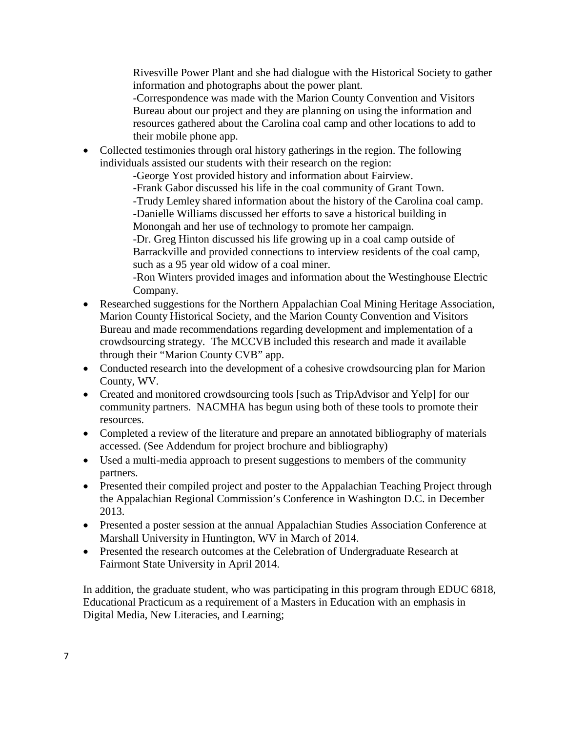Rivesville Power Plant and she had dialogue with the Historical Society to gather information and photographs about the power plant.
-Correspondence was made with the Marion County Convention and Visitors Bureau about our project and they are planning on using the information and resources gathered about the Carolina coal camp and other locations to add to their mobile phone app.

- Collected testimonies through oral history gatherings in the region. The following individuals assisted our students with their research on the region:
  -George Yost provided history and information about Fairview.
  -Frank Gabor discussed his life in the coal community of Grant Town.
  -Trudy Lemley shared information about the history of the Carolina coal camp.
  -Danielle Williams discussed her efforts to save a historical building in Monongah and her use of technology to promote her campaign.
  -Dr. Greg Hinton discussed his life growing up in a coal camp outside of Barrackville and provided connections to interview residents of the coal camp, such as a 95 year old widow of a coal miner.
  -Ron Winters provided images and information about the Westinghouse Electric Company.
- Researched suggestions for the Northern Appalachian Coal Mining Heritage Association, Marion County Historical Society, and the Marion County Convention and Visitors Bureau and made recommendations regarding development and implementation of a crowdsourcing strategy. The MCCVB included this research and made it available through their "Marion County CVB" app.
- Conducted research into the development of a cohesive crowdsourcing plan for Marion County, WV.
- Created and monitored crowdsourcing tools [such as TripAdvisor and Yelp] for our community partners. NACMHA has begun using both of these tools to promote their resources.
- Completed a review of the literature and prepare an annotated bibliography of materials accessed. (See Addendum for project brochure and bibliography)
- Used a multi-media approach to present suggestions to members of the community partners.
- Presented their compiled project and poster to the Appalachian Teaching Project through the Appalachian Regional Commission's Conference in Washington D.C. in December 2013.
- Presented a poster session at the annual Appalachian Studies Association Conference at Marshall University in Huntington, WV in March of 2014.
- Presented the research outcomes at the Celebration of Undergraduate Research at Fairmont State University in April 2014.

In addition, the graduate student, who was participating in this program through EDUC 6818, Educational Practicum as a requirement of a Masters in Education with an emphasis in Digital Media, New Literacies, and Learning;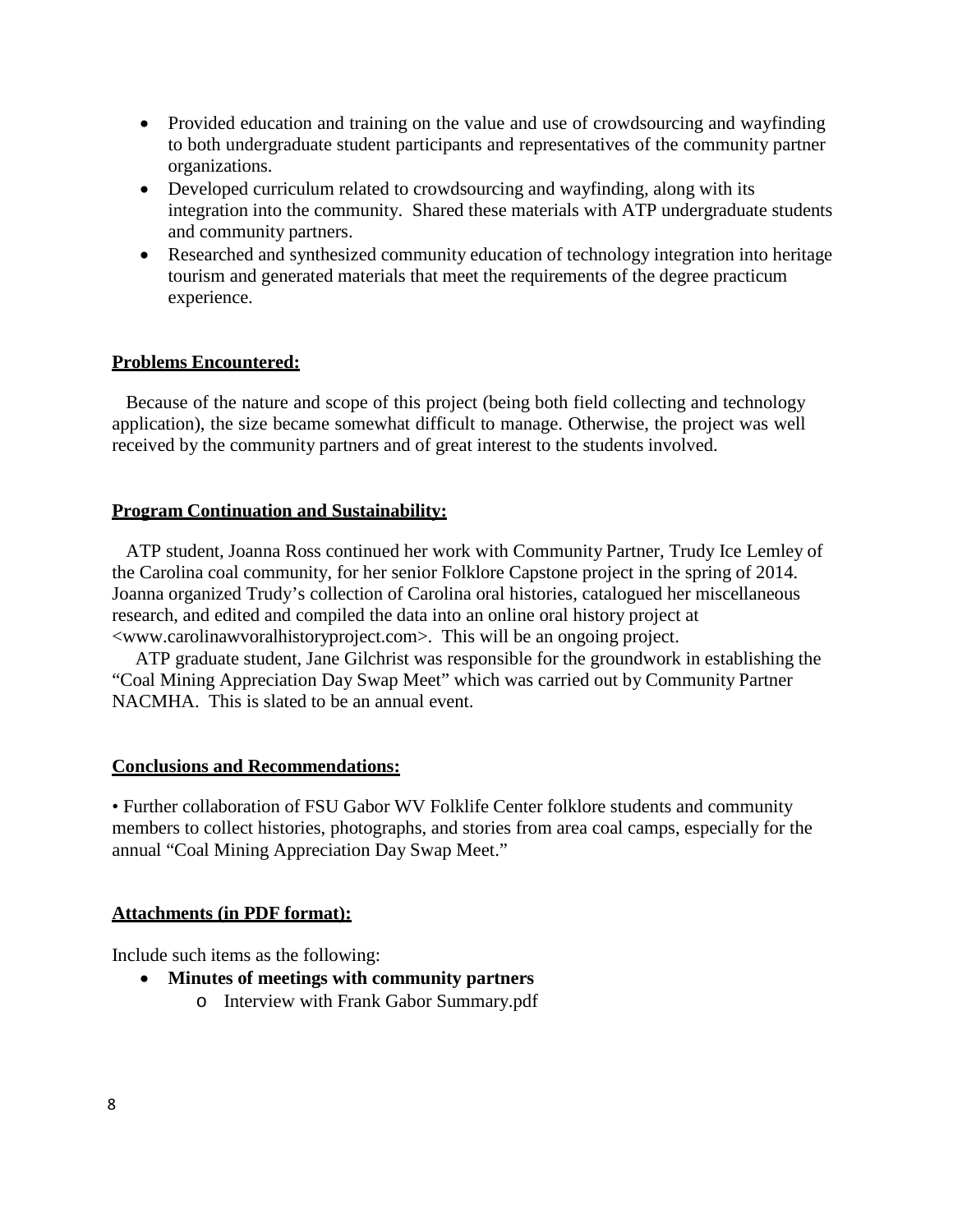- Provided education and training on the value and use of crowdsourcing and wayfinding to both undergraduate student participants and representatives of the community partner organizations.
- Developed curriculum related to crowdsourcing and wayfinding, along with its integration into the community. Shared these materials with ATP undergraduate students and community partners.
- Researched and synthesized community education of technology integration into heritage tourism and generated materials that meet the requirements of the degree practicum experience.

**Problems Encountered:**

Because of the nature and scope of this project (being both field collecting and technology application), the size became somewhat difficult to manage. Otherwise, the project was well received by the community partners and of great interest to the students involved.

**Program Continuation and Sustainability:**

ATP student, Joanna Ross continued her work with Community Partner, Trudy Ice Lemley of the Carolina coal community, for her senior Folklore Capstone project in the spring of 2014. Joanna organized Trudy's collection of Carolina oral histories, catalogued her miscellaneous research, and edited and compiled the data into an online oral history project at <www.carolinawvoralhistoryproject.com>. This will be an ongoing project.

ATP graduate student, Jane Gilchrist was responsible for the groundwork in establishing the "Coal Mining Appreciation Day Swap Meet" which was carried out by Community Partner NACMHA. This is slated to be an annual event.

**Conclusions and Recommendations:**

• Further collaboration of FSU Gabor WV Folklife Center folklore students and community members to collect histories, photographs, and stories from area coal camps, especially for the annual "Coal Mining Appreciation Day Swap Meet."

**Attachments (in PDF format):**

Include such items as the following:

- **Minutes of meetings with community partners**
  - Interview with Frank Gabor Summary.pdf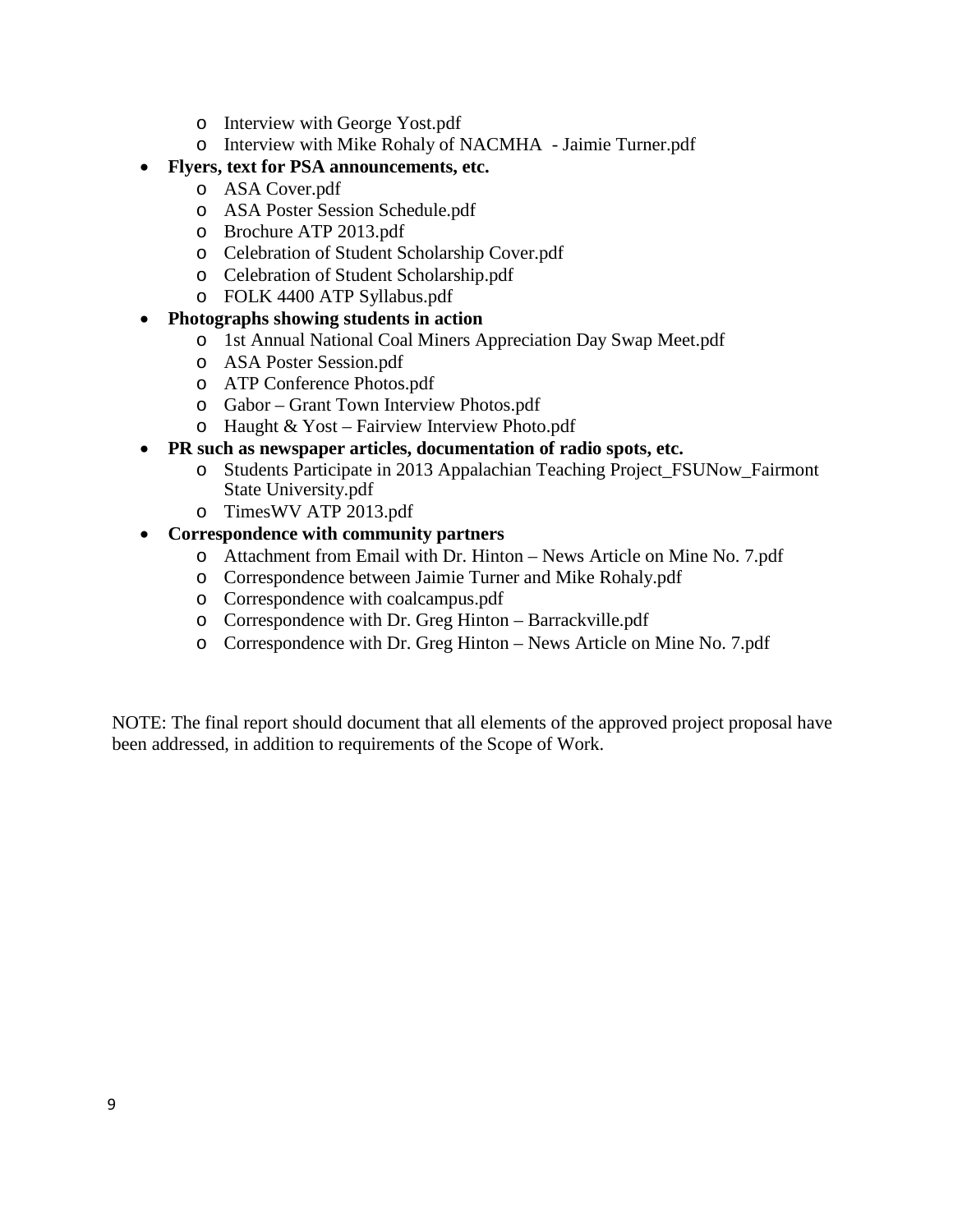- Interview with George Yost.pdf
  - Interview with Mike Rohaly of NACMHA - Jaimie Turner.pdf
- **Flyers, text for PSA announcements, etc.**
  - ASA Cover.pdf
  - ASA Poster Session Schedule.pdf
  - Brochure ATP 2013.pdf
  - Celebration of Student Scholarship Cover.pdf
  - Celebration of Student Scholarship.pdf
  - FOLK 4400 ATP Syllabus.pdf
- **Photographs showing students in action**
  - 1st Annual National Coal Miners Appreciation Day Swap Meet.pdf
  - ASA Poster Session.pdf
  - ATP Conference Photos.pdf
  - Gabor – Grant Town Interview Photos.pdf
  - Haught & Yost – Fairview Interview Photo.pdf
- **PR such as newspaper articles, documentation of radio spots, etc.**
  - Students Participate in 2013 Appalachian Teaching Project_FSUNow_Fairmont State University.pdf
  - TimesWV ATP 2013.pdf
- **Correspondence with community partners**
  - Attachment from Email with Dr. Hinton – News Article on Mine No. 7.pdf
  - Correspondence between Jaimie Turner and Mike Rohaly.pdf
  - Correspondence with coalcampus.pdf
  - Correspondence with Dr. Greg Hinton – Barrackville.pdf
  - Correspondence with Dr. Greg Hinton – News Article on Mine No. 7.pdf

NOTE: The final report should document that all elements of the approved project proposal have been addressed, in addition to requirements of the Scope of Work.